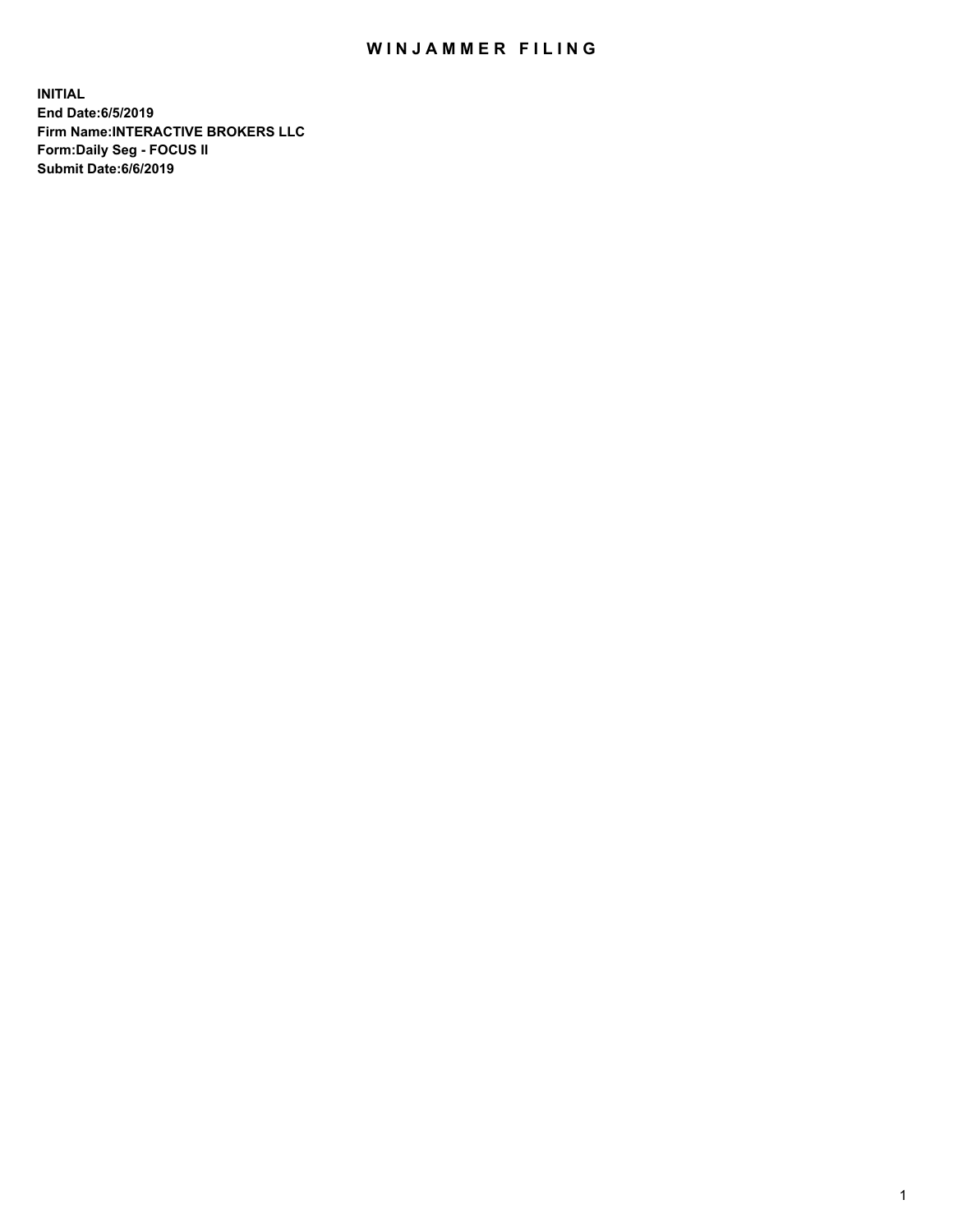# WINJAMMER FILING

**INITIAL**
**End Date:6/5/2019**
**Firm Name:INTERACTIVE BROKERS LLC**
**Form:Daily Seg - FOCUS II**
**Submit Date:6/6/2019**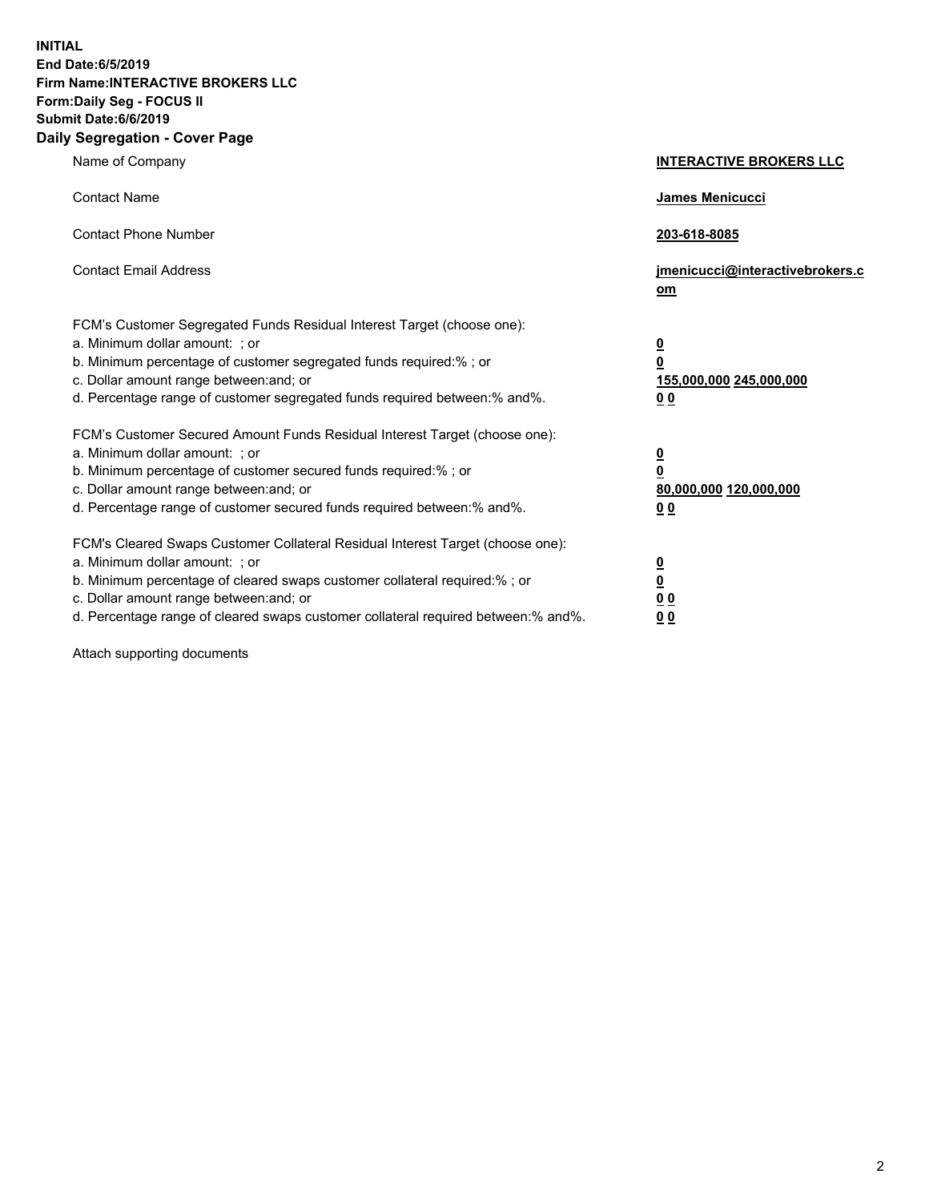**INITIAL**
**End Date:6/5/2019**
**Firm Name:INTERACTIVE BROKERS LLC**
**Form:Daily Seg - FOCUS II**
**Submit Date:6/6/2019**

## Daily Segregation - Cover Page

| | |
|---|---|
| Name of Company | **INTERACTIVE BROKERS LLC** |
| Contact Name | **James Menicucci** |
| Contact Phone Number | **203-618-8085** |
| Contact Email Address | **jmenicucci@interactivebrokers.com** |
| FCM's Customer Segregated Funds Residual Interest Target (choose one): | |
| a. Minimum dollar amount: ; or | **0** |
| b. Minimum percentage of customer segregated funds required:% ; or | **0** |
| c. Dollar amount range between:and; or | **155,000,000 245,000,000** |
| d. Percentage range of customer segregated funds required between:% and%. | **0 0** |
| FCM's Customer Secured Amount Funds Residual Interest Target (choose one): | |
| a. Minimum dollar amount: ; or | **0** |
| b. Minimum percentage of customer secured funds required:% ; or | **0** |
| c. Dollar amount range between:and; or | **80,000,000 120,000,000** |
| d. Percentage range of customer secured funds required between:% and%. | **0 0** |
| FCM's Cleared Swaps Customer Collateral Residual Interest Target (choose one): | |
| a. Minimum dollar amount: ; or | **0** |
| b. Minimum percentage of cleared swaps customer collateral required:% ; or | **0** |
| c. Dollar amount range between:and; or | **0 0** |
| d. Percentage range of cleared swaps customer collateral required between:% and%. | **0 0** |

Attach supporting documents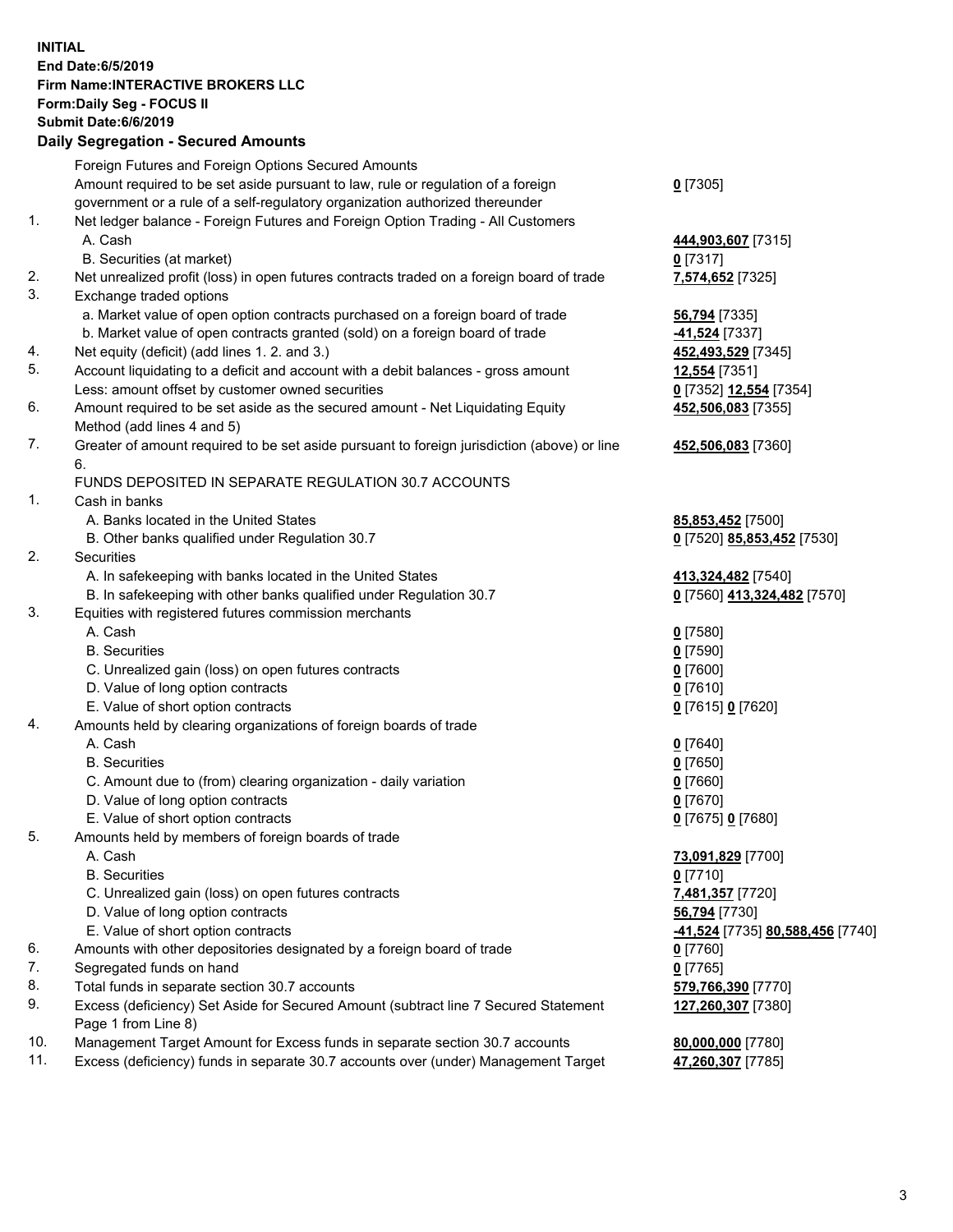**INITIAL**
**End Date:6/5/2019**
**Firm Name:INTERACTIVE BROKERS LLC**
**Form:Daily Seg - FOCUS II**
**Submit Date:6/6/2019**

### Daily Segregation - Secured Amounts

| | | |
|---|---|---|
| | Foreign Futures and Foreign Options Secured Amounts | |
| | Amount required to be set aside pursuant to law, rule or regulation of a foreign government or a rule of a self-regulatory organization authorized thereunder | **0** [7305] |
| 1. | Net ledger balance - Foreign Futures and Foreign Option Trading - All Customers | |
| | A. Cash | **444,903,607** [7315] |
| | B. Securities (at market) | **0** [7317] |
| 2. | Net unrealized profit (loss) in open futures contracts traded on a foreign board of trade | **7,574,652** [7325] |
| 3. | Exchange traded options | |
| | a. Market value of open option contracts purchased on a foreign board of trade | **56,794** [7335] |
| | b. Market value of open contracts granted (sold) on a foreign board of trade | **-41,524** [7337] |
| 4. | Net equity (deficit) (add lines 1. 2. and 3.) | **452,493,529** [7345] |
| 5. | Account liquidating to a deficit and account with a debit balances - gross amount | **12,554** [7351] |
| | Less: amount offset by customer owned securities | **0** [7352] **12,554** [7354] |
| 6. | Amount required to be set aside as the secured amount - Net Liquidating Equity Method (add lines 4 and 5) | **452,506,083** [7355] |
| 7. | Greater of amount required to be set aside pursuant to foreign jurisdiction (above) or line 6. | **452,506,083** [7360] |
| | FUNDS DEPOSITED IN SEPARATE REGULATION 30.7 ACCOUNTS | |
| 1. | Cash in banks | |
| | A. Banks located in the United States | **85,853,452** [7500] |
| | B. Other banks qualified under Regulation 30.7 | **0** [7520] **85,853,452** [7530] |
| 2. | Securities | |
| | A. In safekeeping with banks located in the United States | **413,324,482** [7540] |
| | B. In safekeeping with other banks qualified under Regulation 30.7 | **0** [7560] **413,324,482** [7570] |
| 3. | Equities with registered futures commission merchants | |
| | A. Cash | **0** [7580] |
| | B. Securities | **0** [7590] |
| | C. Unrealized gain (loss) on open futures contracts | **0** [7600] |
| | D. Value of long option contracts | **0** [7610] |
| | E. Value of short option contracts | **0** [7615] **0** [7620] |
| 4. | Amounts held by clearing organizations of foreign boards of trade | |
| | A. Cash | **0** [7640] |
| | B. Securities | **0** [7650] |
| | C. Amount due to (from) clearing organization - daily variation | **0** [7660] |
| | D. Value of long option contracts | **0** [7670] |
| | E. Value of short option contracts | **0** [7675] **0** [7680] |
| 5. | Amounts held by members of foreign boards of trade | |
| | A. Cash | **73,091,829** [7700] |
| | B. Securities | **0** [7710] |
| | C. Unrealized gain (loss) on open futures contracts | **7,481,357** [7720] |
| | D. Value of long option contracts | **56,794** [7730] |
| | E. Value of short option contracts | **-41,524** [7735] **80,588,456** [7740] |
| 6. | Amounts with other depositories designated by a foreign board of trade | **0** [7760] |
| 7. | Segregated funds on hand | **0** [7765] |
| 8. | Total funds in separate section 30.7 accounts | **579,766,390** [7770] |
| 9. | Excess (deficiency) Set Aside for Secured Amount (subtract line 7 Secured Statement Page 1 from Line 8) | **127,260,307** [7380] |
| 10. | Management Target Amount for Excess funds in separate section 30.7 accounts | **80,000,000** [7780] |
| 11. | Excess (deficiency) funds in separate 30.7 accounts over (under) Management Target | **47,260,307** [7785] |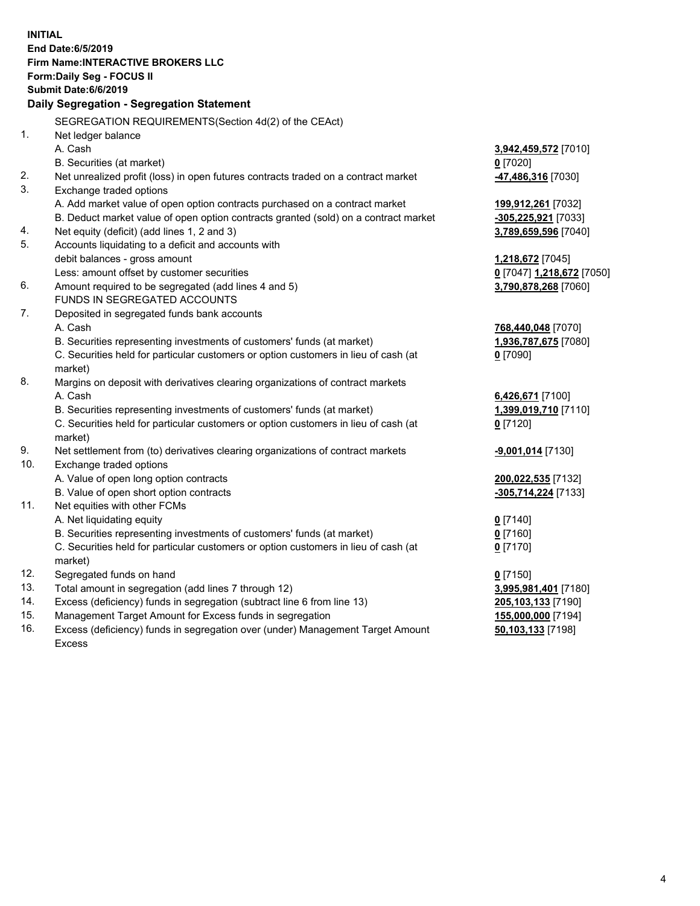**INITIAL**
**End Date:6/5/2019**
**Firm Name:INTERACTIVE BROKERS LLC**
**Form:Daily Seg - FOCUS II**
**Submit Date:6/6/2019**

**Daily Segregation - Segregation Statement**

SEGREGATION REQUIREMENTS(Section 4d(2) of the CEAct)

| | | |
|---|---|---|
| 1. | Net ledger balance | |
| | A. Cash | **3,942,459,572** [7010] |
| | B. Securities (at market) | **0** [7020] |
| 2. | Net unrealized profit (loss) in open futures contracts traded on a contract market | **-47,486,316** [7030] |
| 3. | Exchange traded options | |
| | A. Add market value of open option contracts purchased on a contract market | **199,912,261** [7032] |
| | B. Deduct market value of open option contracts granted (sold) on a contract market | **-305,225,921** [7033] |
| 4. | Net equity (deficit) (add lines 1, 2 and 3) | **3,789,659,596** [7040] |
| 5. | Accounts liquidating to a deficit and accounts with | |
| | debit balances - gross amount | **1,218,672** [7045] |
| | Less: amount offset by customer securities | **0** [7047] **1,218,672** [7050] |
| 6. | Amount required to be segregated (add lines 4 and 5) | **3,790,878,268** [7060] |
| | FUNDS IN SEGREGATED ACCOUNTS | |
| 7. | Deposited in segregated funds bank accounts | |
| | A. Cash | **768,440,048** [7070] |
| | B. Securities representing investments of customers' funds (at market) | **1,936,787,675** [7080] |
| | C. Securities held for particular customers or option customers in lieu of cash (at market) | **0** [7090] |
| 8. | Margins on deposit with derivatives clearing organizations of contract markets | |
| | A. Cash | **6,426,671** [7100] |
| | B. Securities representing investments of customers' funds (at market) | **1,399,019,710** [7110] |
| | C. Securities held for particular customers or option customers in lieu of cash (at market) | **0** [7120] |
| 9. | Net settlement from (to) derivatives clearing organizations of contract markets | **-9,001,014** [7130] |
| 10. | Exchange traded options | |
| | A. Value of open long option contracts | **200,022,535** [7132] |
| | B. Value of open short option contracts | **-305,714,224** [7133] |
| 11. | Net equities with other FCMs | |
| | A. Net liquidating equity | **0** [7140] |
| | B. Securities representing investments of customers' funds (at market) | **0** [7160] |
| | C. Securities held for particular customers or option customers in lieu of cash (at market) | **0** [7170] |
| 12. | Segregated funds on hand | **0** [7150] |
| 13. | Total amount in segregation (add lines 7 through 12) | **3,995,981,401** [7180] |
| 14. | Excess (deficiency) funds in segregation (subtract line 6 from line 13) | **205,103,133** [7190] |
| 15. | Management Target Amount for Excess funds in segregation | **155,000,000** [7194] |
| 16. | Excess (deficiency) funds in segregation over (under) Management Target Amount Excess | **50,103,133** [7198] |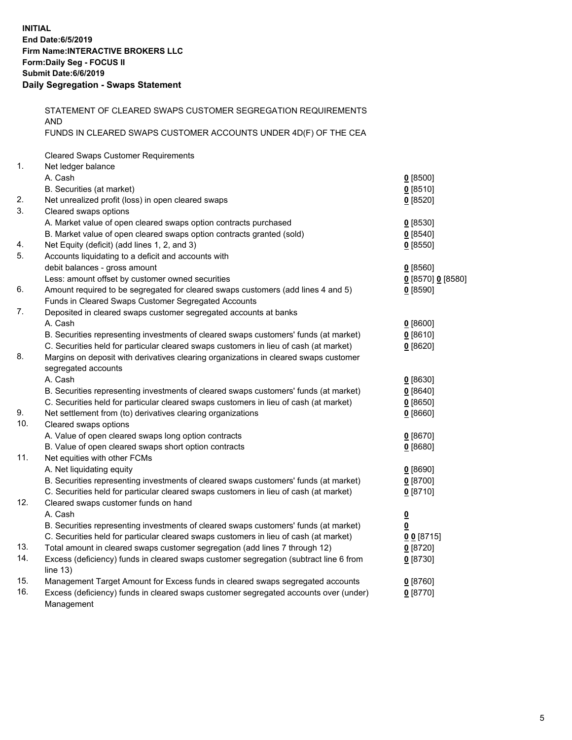**INITIAL**
**End Date:6/5/2019**
**Firm Name:INTERACTIVE BROKERS LLC**
**Form:Daily Seg - FOCUS II**
**Submit Date:6/6/2019**
**Daily Segregation - Swaps Statement**

STATEMENT OF CLEARED SWAPS CUSTOMER SEGREGATION REQUIREMENTS AND FUNDS IN CLEARED SWAPS CUSTOMER ACCOUNTS UNDER 4D(F) OF THE CEA

| | | |
|---|---|---|
| | Cleared Swaps Customer Requirements | |
| 1. | Net ledger balance | |
| | A. Cash | 0 [8500] |
| | B. Securities (at market) | 0 [8510] |
| 2. | Net unrealized profit (loss) in open cleared swaps | 0 [8520] |
| 3. | Cleared swaps options | |
| | A. Market value of open cleared swaps option contracts purchased | 0 [8530] |
| | B. Market value of open cleared swaps option contracts granted (sold) | 0 [8540] |
| 4. | Net Equity (deficit) (add lines 1, 2, and 3) | 0 [8550] |
| 5. | Accounts liquidating to a deficit and accounts with debit balances - gross amount | 0 [8560] |
| | Less: amount offset by customer owned securities | 0 [8570] 0 [8580] |
| 6. | Amount required to be segregated for cleared swaps customers (add lines 4 and 5) | 0 [8590] |
| | Funds in Cleared Swaps Customer Segregated Accounts | |
| 7. | Deposited in cleared swaps customer segregated accounts at banks | |
| | A. Cash | 0 [8600] |
| | B. Securities representing investments of cleared swaps customers' funds (at market) | 0 [8610] |
| | C. Securities held for particular cleared swaps customers in lieu of cash (at market) | 0 [8620] |
| 8. | Margins on deposit with derivatives clearing organizations in cleared swaps customer segregated accounts | |
| | A. Cash | 0 [8630] |
| | B. Securities representing investments of cleared swaps customers' funds (at market) | 0 [8640] |
| | C. Securities held for particular cleared swaps customers in lieu of cash (at market) | 0 [8650] |
| 9. | Net settlement from (to) derivatives clearing organizations | 0 [8660] |
| 10. | Cleared swaps options | |
| | A. Value of open cleared swaps long option contracts | 0 [8670] |
| | B. Value of open cleared swaps short option contracts | 0 [8680] |
| 11. | Net equities with other FCMs | |
| | A. Net liquidating equity | 0 [8690] |
| | B. Securities representing investments of cleared swaps customers' funds (at market) | 0 [8700] |
| | C. Securities held for particular cleared swaps customers in lieu of cash (at market) | 0 [8710] |
| 12. | Cleared swaps customer funds on hand | |
| | A. Cash | 0 |
| | B. Securities representing investments of cleared swaps customers' funds (at market) | 0 |
| | C. Securities held for particular cleared swaps customers in lieu of cash (at market) | 0 0 [8715] |
| 13. | Total amount in cleared swaps customer segregation (add lines 7 through 12) | 0 [8720] |
| 14. | Excess (deficiency) funds in cleared swaps customer segregation (subtract line 6 from line 13) | 0 [8730] |
| 15. | Management Target Amount for Excess funds in cleared swaps segregated accounts | 0 [8760] |
| 16. | Excess (deficiency) funds in cleared swaps customer segregated accounts over (under) Management | 0 [8770] |